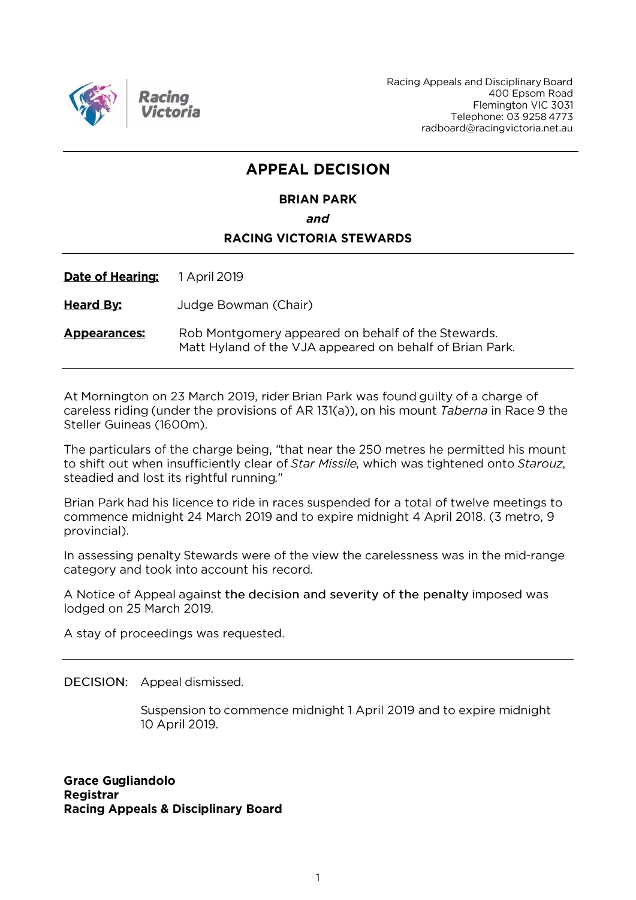Racing Appeals and Disciplinary Board
400 Epsom Road
Flemington VIC 3031
Telephone: 03 9258 4773
radboard@racingvictoria.net.au

# APPEAL DECISION

**BRIAN PARK**

***and***

**RACING VICTORIA STEWARDS**

**Date of Hearing:** 1 April 2019

**Heard By:** Judge Bowman (Chair)

**Appearances:** Rob Montgomery appeared on behalf of the Stewards.
Matt Hyland of the VJA appeared on behalf of Brian Park.

---

At Mornington on 23 March 2019, rider Brian Park was found guilty of a charge of careless riding (under the provisions of AR 131(a)), on his mount *Taberna* in Race 9 the Steller Guineas (1600m).

The particulars of the charge being, "that near the 250 metres he permitted his mount to shift out when insufficiently clear of *Star Missile*, which was tightened onto *Starouz*, steadied and lost its rightful running."

Brian Park had his licence to ride in races suspended for a total of twelve meetings to commence midnight 24 March 2019 and to expire midnight 4 April 2018. (3 metro, 9 provincial).

In assessing penalty Stewards were of the view the carelessness was in the mid-range category and took into account his record.

A Notice of Appeal against the decision and severity of the penalty imposed was lodged on 25 March 2019.

A stay of proceedings was requested.

---

DECISION: Appeal dismissed.

Suspension to commence midnight 1 April 2019 and to expire midnight 10 April 2019.

**Grace Gugliandolo**
**Registrar**
**Racing Appeals & Disciplinary Board**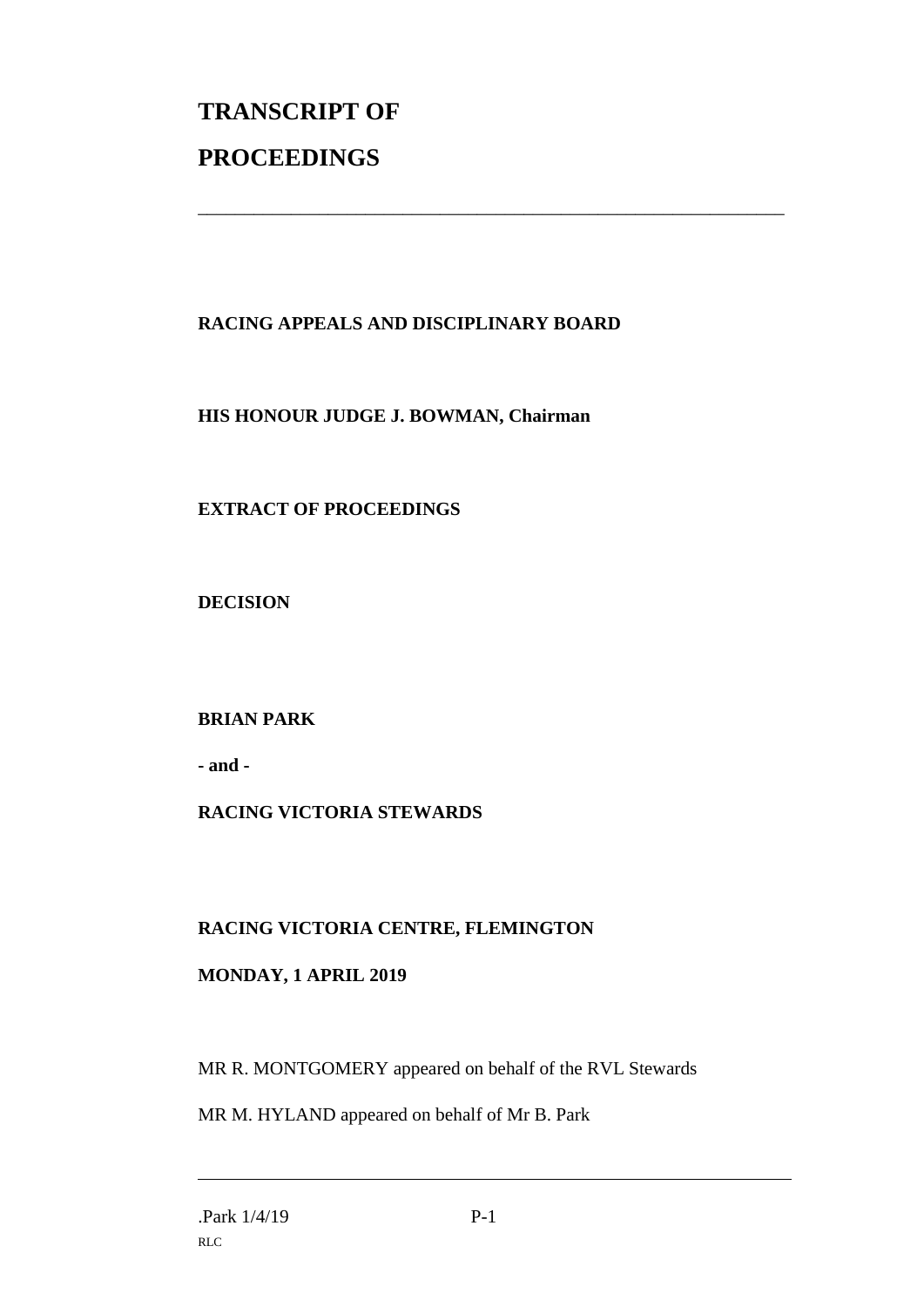# TRANSCRIPT OF PROCEEDINGS

---

**RACING APPEALS AND DISCIPLINARY BOARD**

**HIS HONOUR JUDGE J. BOWMAN, Chairman**

**EXTRACT OF PROCEEDINGS**

**DECISION**

**BRIAN PARK**

**- and -**

**RACING VICTORIA STEWARDS**

**RACING VICTORIA CENTRE, FLEMINGTON**

**MONDAY, 1 APRIL 2019**

MR R. MONTGOMERY appeared on behalf of the RVL Stewards

MR M. HYLAND appeared on behalf of Mr B. Park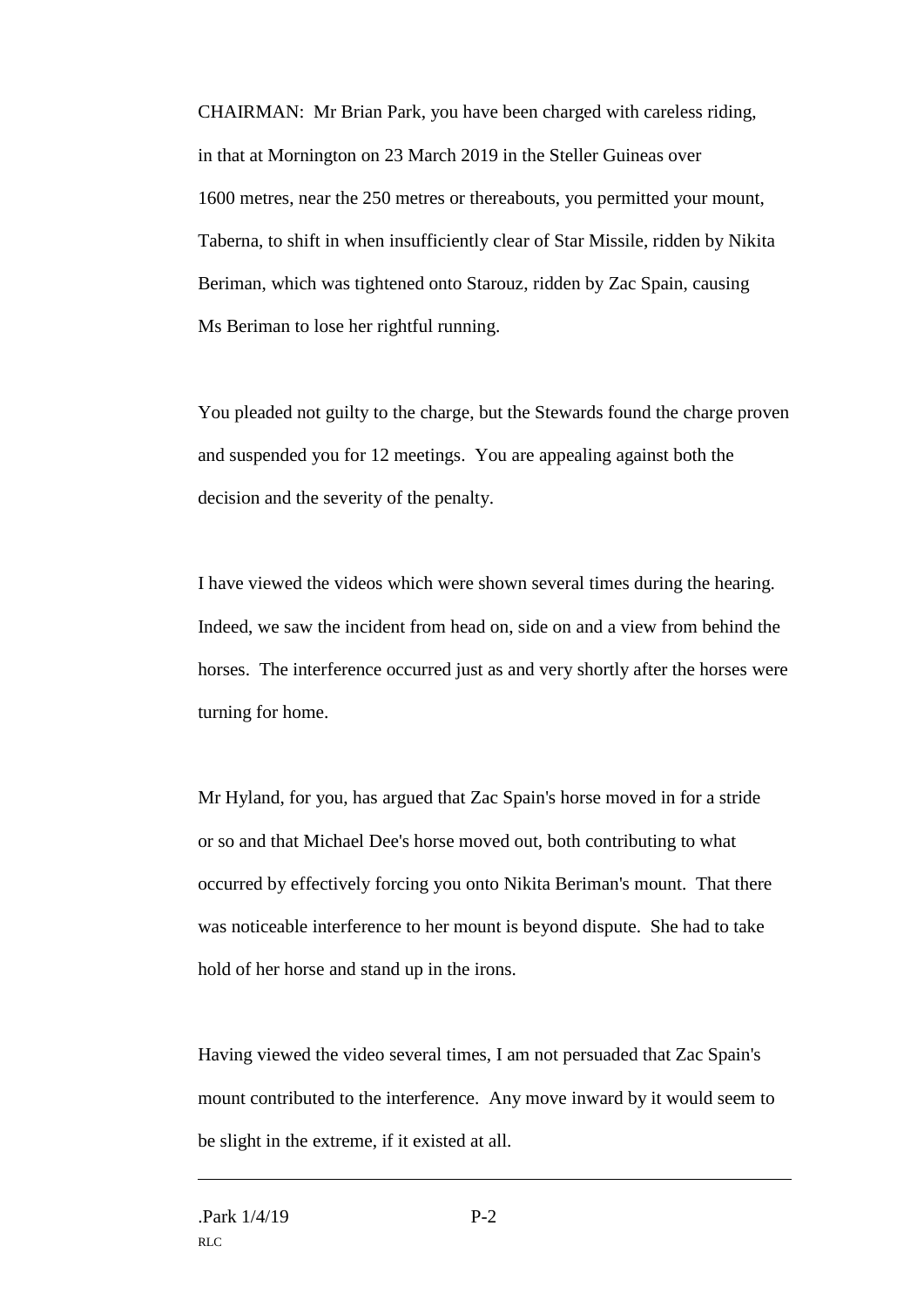CHAIRMAN: Mr Brian Park, you have been charged with careless riding, in that at Mornington on 23 March 2019 in the Steller Guineas over 1600 metres, near the 250 metres or thereabouts, you permitted your mount, Taberna, to shift in when insufficiently clear of Star Missile, ridden by Nikita Beriman, which was tightened onto Starouz, ridden by Zac Spain, causing Ms Beriman to lose her rightful running.

You pleaded not guilty to the charge, but the Stewards found the charge proven and suspended you for 12 meetings. You are appealing against both the decision and the severity of the penalty.

I have viewed the videos which were shown several times during the hearing. Indeed, we saw the incident from head on, side on and a view from behind the horses. The interference occurred just as and very shortly after the horses were turning for home.

Mr Hyland, for you, has argued that Zac Spain's horse moved in for a stride or so and that Michael Dee's horse moved out, both contributing to what occurred by effectively forcing you onto Nikita Beriman's mount. That there was noticeable interference to her mount is beyond dispute. She had to take hold of her horse and stand up in the irons.

Having viewed the video several times, I am not persuaded that Zac Spain's mount contributed to the interference. Any move inward by it would seem to be slight in the extreme, if it existed at all.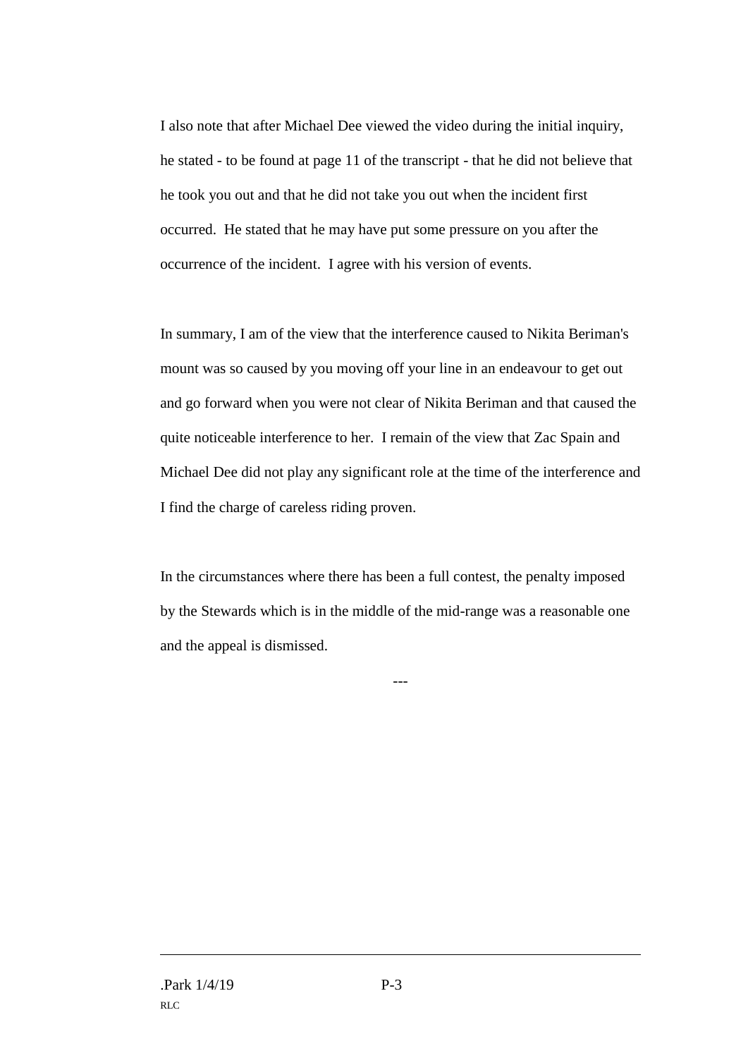I also note that after Michael Dee viewed the video during the initial inquiry, he stated - to be found at page 11 of the transcript - that he did not believe that he took you out and that he did not take you out when the incident first occurred. He stated that he may have put some pressure on you after the occurrence of the incident. I agree with his version of events.

In summary, I am of the view that the interference caused to Nikita Beriman's mount was so caused by you moving off your line in an endeavour to get out and go forward when you were not clear of Nikita Beriman and that caused the quite noticeable interference to her. I remain of the view that Zac Spain and Michael Dee did not play any significant role at the time of the interference and I find the charge of careless riding proven.

In the circumstances where there has been a full contest, the penalty imposed by the Stewards which is in the middle of the mid-range was a reasonable one and the appeal is dismissed.

---